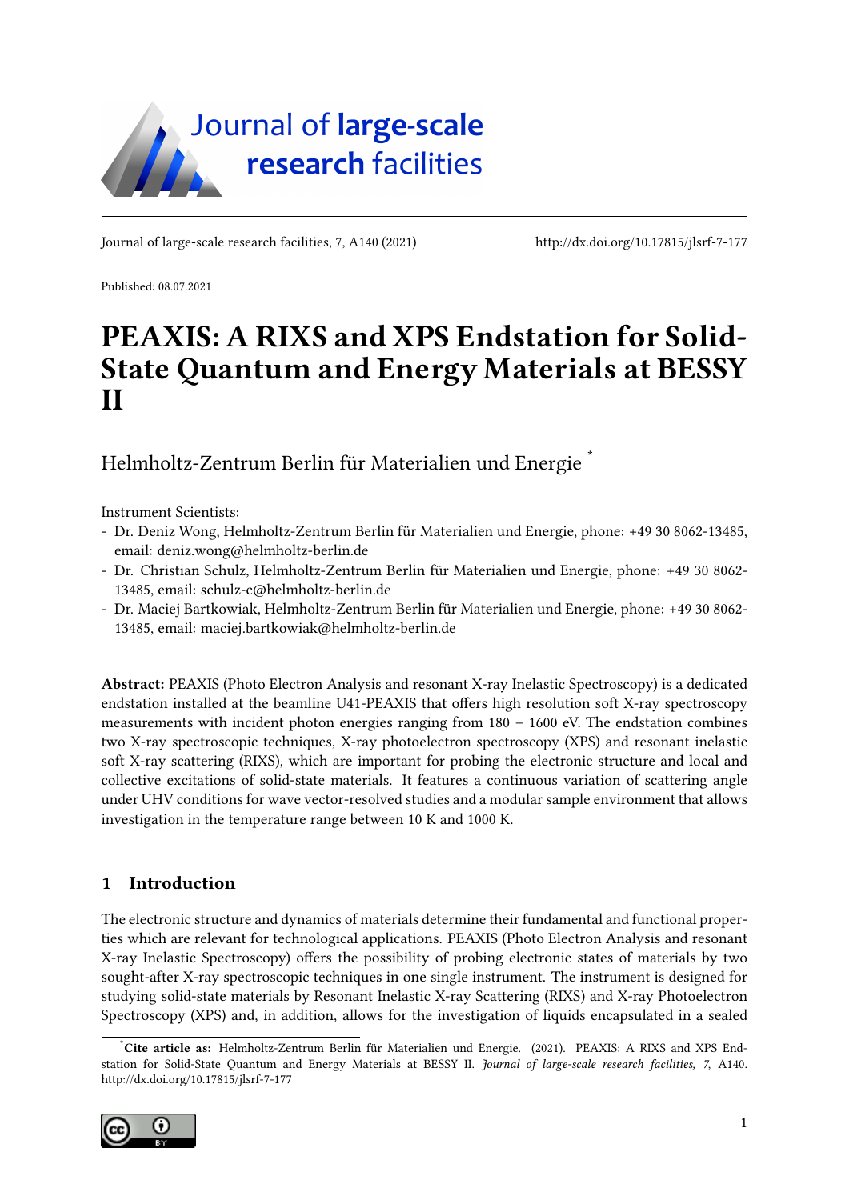Journal of large-scale research facilities, 7, A140 (2021) http://dx.doi.org/10.17815/jlsrf-7-177

Published: 08.07.2021

# PEAXIS: A RIXS and XPS Endstation for Solid-State Quantum and Energy Materials at BESSY II

Helmholtz-Zentrum Berlin für Materialien und Energie [*]

Instrument Scientists:

- Dr. Deniz Wong, Helmholtz-Zentrum Berlin für Materialien und Energie, phone: +49 30 8062-13485, email: deniz.wong@helmholtz-berlin.de
- Dr. Christian Schulz, Helmholtz-Zentrum Berlin für Materialien und Energie, phone: +49 30 8062-13485, email: schulz-c@helmholtz-berlin.de
- Dr. Maciej Bartkowiak, Helmholtz-Zentrum Berlin für Materialien und Energie, phone: +49 30 8062-13485, email: maciej.bartkowiak@helmholtz-berlin.de

**Abstract:** PEAXIS (Photo Electron Analysis and resonant X-ray Inelastic Spectroscopy) is a dedicated endstation installed at the beamline U41-PEAXIS that offers high resolution soft X-ray spectroscopy measurements with incident photon energies ranging from 180 – 1600 eV. The endstation combines two X-ray spectroscopic techniques, X-ray photoelectron spectroscopy (XPS) and resonant inelastic soft X-ray scattering (RIXS), which are important for probing the electronic structure and local and collective excitations of solid-state materials. It features a continuous variation of scattering angle under UHV conditions for wave vector-resolved studies and a modular sample environment that allows investigation in the temperature range between 10 K and 1000 K.

## 1 Introduction

The electronic structure and dynamics of materials determine their fundamental and functional properties which are relevant for technological applications. PEAXIS (Photo Electron Analysis and resonant X-ray Inelastic Spectroscopy) offers the possibility of probing electronic states of materials by two sought-after X-ray spectroscopic techniques in one single instrument. The instrument is designed for studying solid-state materials by Resonant Inelastic X-ray Scattering (RIXS) and X-ray Photoelectron Spectroscopy (XPS) and, in addition, allows for the investigation of liquids encapsulated in a sealed

[*] **Cite article as:** Helmholtz-Zentrum Berlin für Materialien und Energie. (2021). PEAXIS: A RIXS and XPS Endstation for Solid-State Quantum and Energy Materials at BESSY II. *Journal of large-scale research facilities, 7*, A140. http://dx.doi.org/10.17815/jlsrf-7-177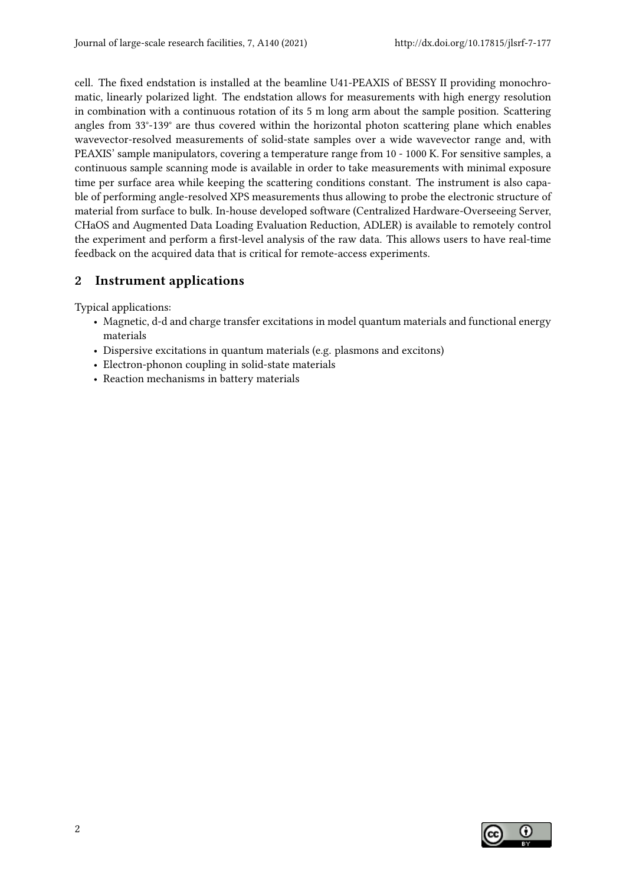cell. The fixed endstation is installed at the beamline U41-PEAXIS of BESSY II providing monochromatic, linearly polarized light. The endstation allows for measurements with high energy resolution in combination with a continuous rotation of its 5 m long arm about the sample position. Scattering angles from 33°-139° are thus covered within the horizontal photon scattering plane which enables wavevector-resolved measurements of solid-state samples over a wide wavevector range and, with PEAXIS' sample manipulators, covering a temperature range from 10 - 1000 K. For sensitive samples, a continuous sample scanning mode is available in order to take measurements with minimal exposure time per surface area while keeping the scattering conditions constant. The instrument is also capable of performing angle-resolved XPS measurements thus allowing to probe the electronic structure of material from surface to bulk. In-house developed software (Centralized Hardware-Overseeing Server, CHaOS and Augmented Data Loading Evaluation Reduction, ADLER) is available to remotely control the experiment and perform a first-level analysis of the raw data. This allows users to have real-time feedback on the acquired data that is critical for remote-access experiments.

## 2 Instrument applications

Typical applications:

- Magnetic, d-d and charge transfer excitations in model quantum materials and functional energy materials
- Dispersive excitations in quantum materials (e.g. plasmons and excitons)
- Electron-phonon coupling in solid-state materials
- Reaction mechanisms in battery materials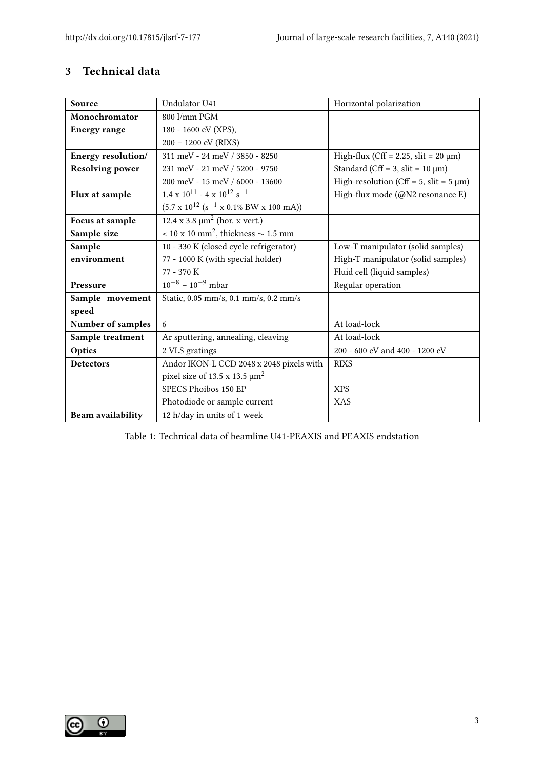## 3 Technical data

| **Source** | Undulator U41 | Horizontal polarization |
|---|---|---|
| **Monochromator** | 800 l/mm PGM | |
| **Energy range** | 180 - 1600 eV (XPS), 200 – 1200 eV (RIXS) | |
| **Energy resolution/ Resolving power** | 311 meV - 24 meV / 3850 - 8250 | High-flux (Cff = 2.25, slit = 20 μm) |
| | 231 meV - 21 meV / 5200 - 9750 | Standard (Cff = 3, slit = 10 μm) |
| | 200 meV - 15 meV / 6000 - 13600 | High-resolution (Cff = 5, slit = 5 μm) |
| **Flux at sample** | $1.4 \times 10^{11}$ - $4 \times 10^{12}$ $s^{-1}$ ($5.7 \times 10^{12}$ ($s^{-1}$ x 0.1% BW x 100 mA)) | High-flux mode (@N2 resonance E) |
| **Focus at sample** | 12.4 x 3.8 $\mu m^2$ (hor. x vert.) | |
| **Sample size** | < 10 x 10 $mm^2$, thickness $\sim$ 1.5 mm | |
| **Sample environment** | 10 - 330 K (closed cycle refrigerator) | Low-T manipulator (solid samples) |
| | 77 - 1000 K (with special holder) | High-T manipulator (solid samples) |
| | 77 - 370 K | Fluid cell (liquid samples) |
| **Pressure** | $10^{-8}$ – $10^{-9}$ mbar | Regular operation |
| **Sample movement speed** | Static, 0.05 mm/s, 0.1 mm/s, 0.2 mm/s | |
| **Number of samples** | 6 | At load-lock |
| **Sample treatment** | Ar sputtering, annealing, cleaving | At load-lock |
| **Optics** | 2 VLS gratings | 200 - 600 eV and 400 - 1200 eV |
| **Detectors** | Andor IKON-L CCD 2048 x 2048 pixels with pixel size of 13.5 x 13.5 $\mu m^2$ | RIXS |
| | SPECS Phoibos 150 EP | XPS |
| | Photodiode or sample current | XAS |
| **Beam availability** | 12 h/day in units of 1 week | |

Table 1: Technical data of beamline U41-PEAXIS and PEAXIS endstation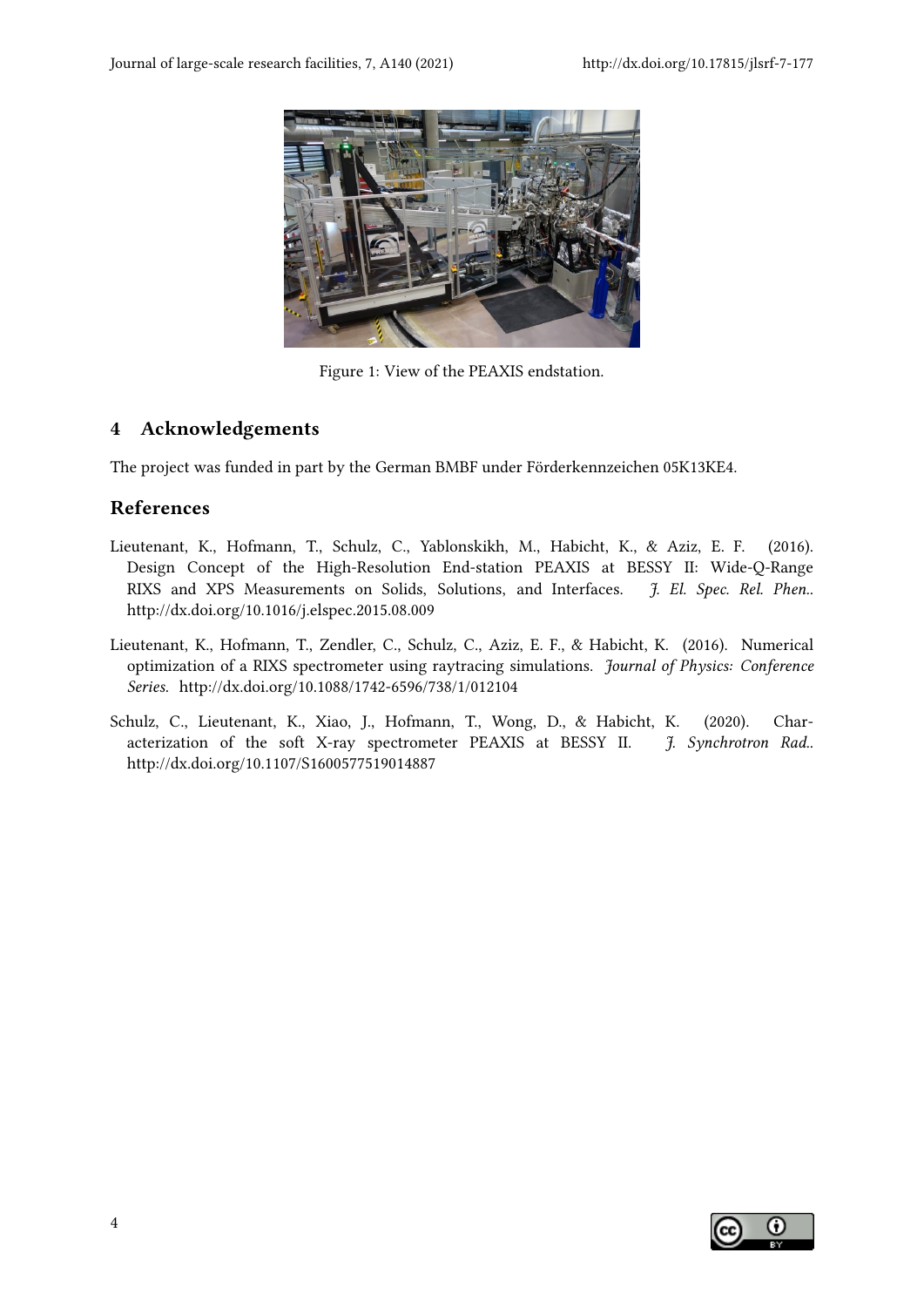Figure 1: View of the PEAXIS endstation.

## 4 Acknowledgements

The project was funded in part by the German BMBF under Förderkennzeichen 05K13KE4.

## References

Lieutenant, K., Hofmann, T., Schulz, C., Yablonskikh, M., Habicht, K., & Aziz, E. F. (2016). Design Concept of the High-Resolution End-station PEAXIS at BESSY II: Wide-Q-Range RIXS and XPS Measurements on Solids, Solutions, and Interfaces. *J. El. Spec. Rel. Phen.*. http://dx.doi.org/10.1016/j.elspec.2015.08.009

Lieutenant, K., Hofmann, T., Zendler, C., Schulz, C., Aziz, E. F., & Habicht, K. (2016). Numerical optimization of a RIXS spectrometer using raytracing simulations. *Journal of Physics: Conference Series*. http://dx.doi.org/10.1088/1742-6596/738/1/012104

Schulz, C., Lieutenant, K., Xiao, J., Hofmann, T., Wong, D., & Habicht, K. (2020). Characterization of the soft X-ray spectrometer PEAXIS at BESSY II. *J. Synchrotron Rad.*. http://dx.doi.org/10.1107/S1600577519014887